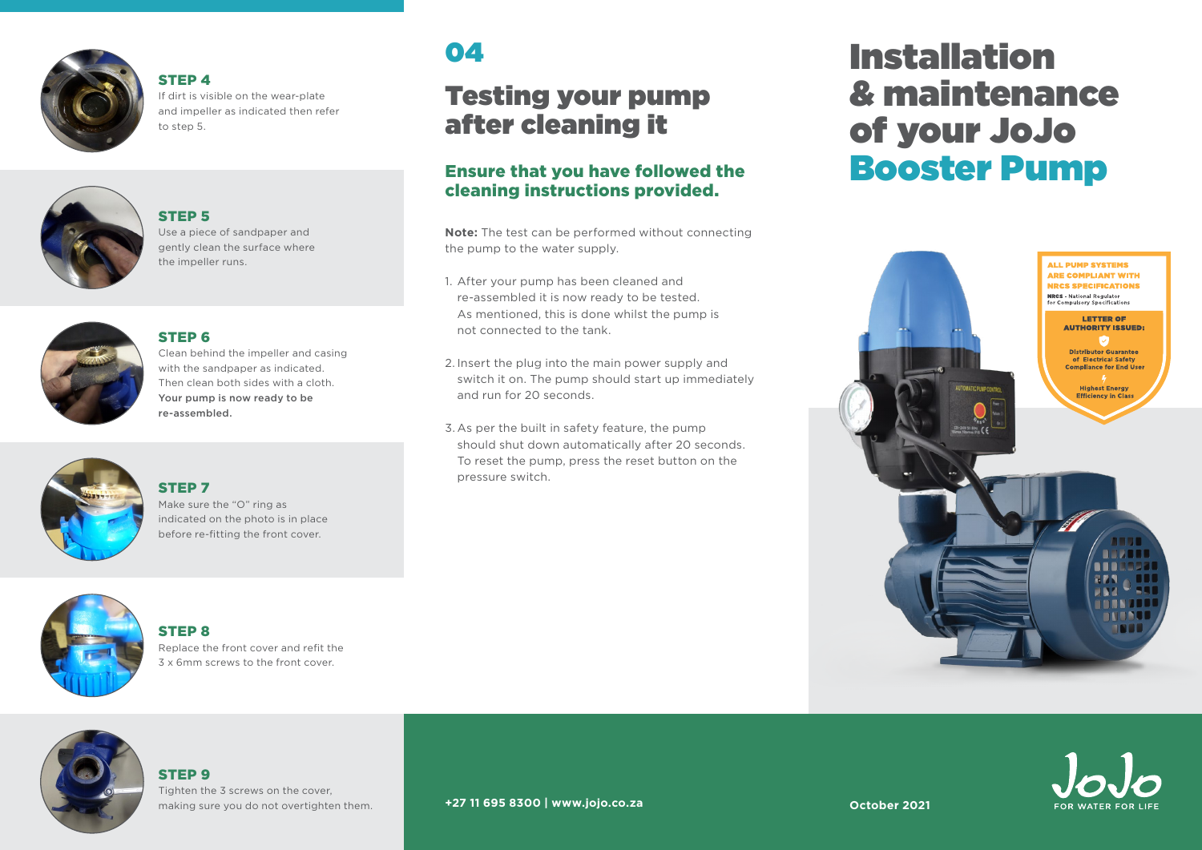### STEP 4

If dirt is visible on the wear-plate and impeller as indicated then refer to step 5.

### STEP 5

Use a piece of sandpaper and gently clean the surface where the impeller runs.

### STEP 6

Clean behind the impeller and casing with the sandpaper as indicated. Then clean both sides with a cloth. **Your pump is now ready to be re-assembled.**

### STEP 7

Make sure the "O" ring as indicated on the photo is in place before re-fitting the front cover.

### STEP 8

Replace the front cover and refit the 3 x 6mm screws to the front cover.

### STEP 9

Tighten the 3 screws on the cover, making sure you do not overtighten them.

# 04

# Testing your pump after cleaning it

## Ensure that you have followed the cleaning instructions provided.

**Note:** The test can be performed without connecting the pump to the water supply.

1. After your pump has been cleaned and re-assembled it is now ready to be tested. As mentioned, this is done whilst the pump is not connected to the tank.
2. Insert the plug into the main power supply and switch it on. The pump should start up immediately and run for 20 seconds.
3. As per the built in safety feature, the pump should shut down automatically after 20 seconds. To reset the pump, press the reset button on the pressure switch.

**+27 11 695 8300 | www.jojo.co.za**

# Installation & maintenance of your JoJo Booster Pump

ALL PUMP SYSTEMS ARE COMPLIANT WITH NRCS SPECIFICATIONS

NRCS - National Regulator for Compulsory Specifications

LETTER OF AUTHORITY ISSUED:

Distributor Guarantee of Electrical Safety Compliance for End User

Highest Energy Efficiency in Class

**October 2021**

JoJo FOR WATER FOR LIFE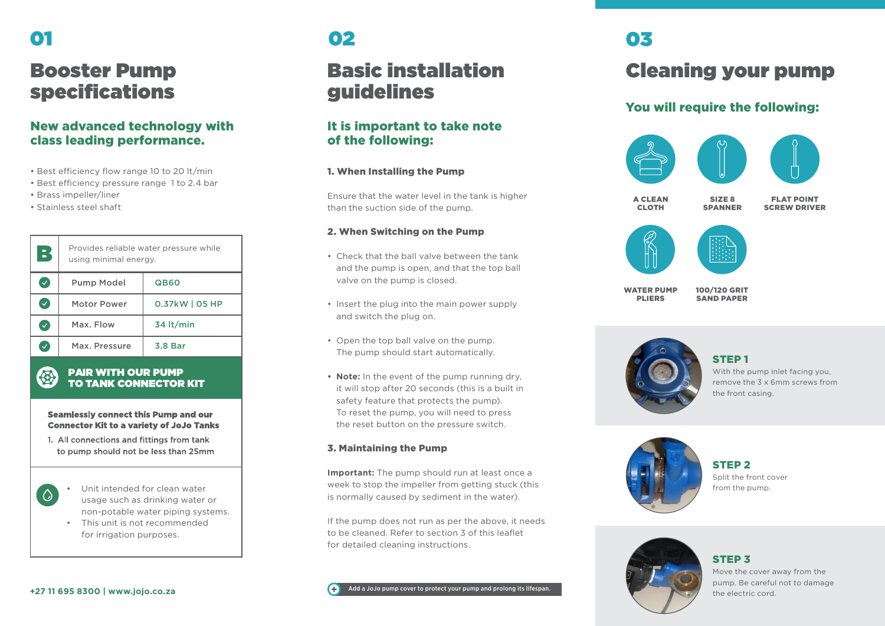# 01

# Booster Pump specifications

## New advanced technology with class leading performance.

- Best efficiency flow range 10 to 20 lt/min
- Best efficiency pressure range 1 to 2.4 bar
- Brass impeller/liner
- Stainless steel shaft

| | | |
|---|---|---|
| B | Provides reliable water pressure while using minimal energy. | |
| ✓ | Pump Model | QB60 |
| ✓ | Motor Power | 0.37kW \| 05 HP |
| ✓ | Max. Flow | 34 lt/min |
| ✓ | Max. Pressure | 3.8 Bar |

**PAIR WITH OUR PUMP TO TANK CONNECTOR KIT**

**Seamlessly connect this Pump and our Connector Kit to a variety of JoJo Tanks**

1. All connections and fittings from tank to pump should not be less than 25mm

- Unit intended for clean water usage such as drinking water or non-potable water piping systems.
- This unit is not recommended for irrigation purposes.

+27 11 695 8300 | www.jojo.co.za

# 02

# Basic installation guidelines

## It is important to take note of the following:

### 1. When Installing the Pump

Ensure that the water level in the tank is higher than the suction side of the pump.

### 2. When Switching on the Pump

- Check that the ball valve between the tank and the pump is open, and that the top ball valve on the pump is closed.
- Insert the plug into the main power supply and switch the plug on.
- Open the top ball valve on the pump. The pump should start automatically.
- **Note:** In the event of the pump running dry, it will stop after 20 seconds (this is a built in safety feature that protects the pump). To reset the pump, you will need to press the reset button on the pressure switch.

### 3. Maintaining the Pump

**Important:** The pump should run at least once a week to stop the impeller from getting stuck (this is normally caused by sediment in the water).

If the pump does not run as per the above, it needs to be cleaned. Refer to section 3 of this leaflet for detailed cleaning instructions.

Add a JoJo pump cover to protect your pump and prolong its lifespan.

# 03

# Cleaning your pump

## You will require the following:

- A CLEAN CLOTH
- SIZE 8 SPANNER
- FLAT POINT SCREW DRIVER
- WATER PUMP PLIERS
- 100/120 GRIT SAND PAPER

### STEP 1

With the pump inlet facing you, remove the 3 x 6mm screws from the front casing.

### STEP 2

Split the front cover from the pump.

### STEP 3

Move the cover away from the pump. Be careful not to damage the electric cord.